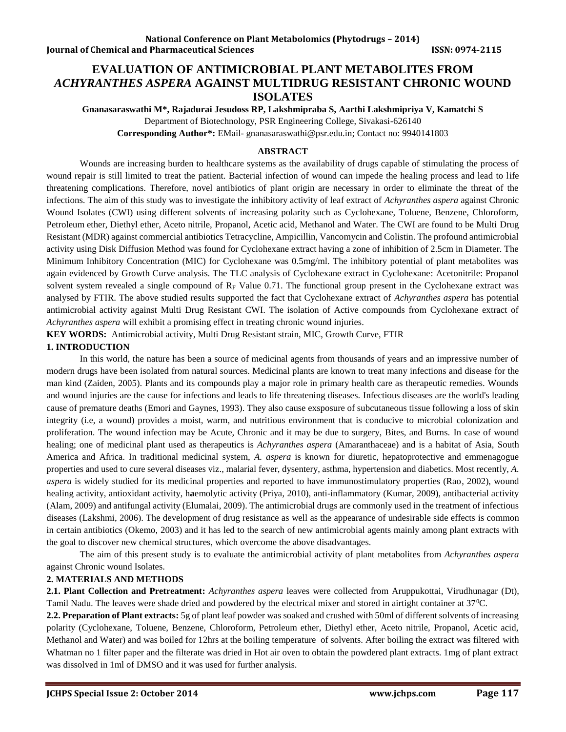# EVALUATION OF ANTIMICROBIAL PLANT METABOLITES FROM *ACHYRANTHES ASPERA* AGAINST MULTIDRUG RESISTANT CHRONIC WOUND ISOLATES

**Gnanasaraswathi M\*, Rajadurai Jesudoss RP, Lakshmipraba S, Aarthi Lakshmipriya V, Kamatchi S**

Department of Biotechnology, PSR Engineering College, Sivakasi-626140

**Corresponding Author\*:** EMail- gnanasaraswathi@psr.edu.in; Contact no: 9940141803

## ABSTRACT

Wounds are increasing burden to healthcare systems as the availability of drugs capable of stimulating the process of wound repair is still limited to treat the patient. Bacterial infection of wound can impede the healing process and lead to life threatening complications. Therefore, novel antibiotics of plant origin are necessary in order to eliminate the threat of the infections. The aim of this study was to investigate the inhibitory activity of leaf extract of *Achyranthes aspera* against Chronic Wound Isolates (CWI) using different solvents of increasing polarity such as Cyclohexane, Toluene, Benzene, Chloroform, Petroleum ether, Diethyl ether, Aceto nitrile, Propanol, Acetic acid, Methanol and Water. The CWI are found to be Multi Drug Resistant (MDR) against commercial antibiotics Tetracycline, Ampicillin, Vancomycin and Colistin. The profound antimicrobial activity using Disk Diffusion Method was found for Cyclohexane extract having a zone of inhibition of 2.5cm in Diameter. The Minimum Inhibitory Concentration (MIC) for Cyclohexane was 0.5mg/ml. The inhibitory potential of plant metabolites was again evidenced by Growth Curve analysis. The TLC analysis of Cyclohexane extract in Cyclohexane: Acetonitrile: Propanol solvent system revealed a single compound of $R_F$ Value 0.71. The functional group present in the Cyclohexane extract was analysed by FTIR. The above studied results supported the fact that Cyclohexane extract of *Achyranthes aspera* has potential antimicrobial activity against Multi Drug Resistant CWI. The isolation of Active compounds from Cyclohexane extract of *Achyranthes aspera* will exhibit a promising effect in treating chronic wound injuries.

**KEY WORDS:** Antimicrobial activity, Multi Drug Resistant strain, MIC, Growth Curve, FTIR

## 1. INTRODUCTION

In this world, the nature has been a source of medicinal agents from thousands of years and an impressive number of modern drugs have been isolated from natural sources. Medicinal plants are known to treat many infections and disease for the man kind (Zaiden, 2005). Plants and its compounds play a major role in primary health care as therapeutic remedies. Wounds and wound injuries are the cause for infections and leads to life threatening diseases. Infectious diseases are the world's leading cause of premature deaths (Emori and Gaynes, 1993). They also cause exsposure of subcutaneous tissue following a loss of skin integrity (i.e, a wound) provides a moist, warm, and nutritious environment that is conducive to microbial colonization and proliferation. The wound infection may be Acute, Chronic and it may be due to surgery, Bites, and Burns. In case of wound healing; one of medicinal plant used as therapeutics is *Achyranthes aspera* (Amaranthaceae) and is a habitat of Asia, South America and Africa. In traditional medicinal system, *A. aspera* is known for diuretic, hepatoprotective and emmenagogue properties and used to cure several diseases viz., malarial fever, dysentery, asthma, hypertension and diabetics. Most recently, *A. aspera* is widely studied for its medicinal properties and reported to have immunostimulatory properties (Rao, 2002), wound healing activity, antioxidant activity, haemolytic activity (Priya, 2010), anti-inflammatory (Kumar, 2009), antibacterial activity (Alam, 2009) and antifungal activity (Elumalai, 2009). The antimicrobial drugs are commonly used in the treatment of infectious diseases (Lakshmi, 2006). The development of drug resistance as well as the appearance of undesirable side effects is common in certain antibiotics (Okemo, 2003) and it has led to the search of new antimicrobial agents mainly among plant extracts with the goal to discover new chemical structures, which overcome the above disadvantages.

The aim of this present study is to evaluate the antimicrobial activity of plant metabolites from *Achyranthes aspera* against Chronic wound Isolates.

## 2. MATERIALS AND METHODS

**2.1. Plant Collection and Pretreatment:** *Achyranthes aspera* leaves were collected from Aruppukottai, Virudhunagar (Dt), Tamil Nadu. The leaves were shade dried and powdered by the electrical mixer and stored in airtight container at $37^0$C.

**2.2. Preparation of Plant extracts:** 5g of plant leaf powder was soaked and crushed with 50ml of different solvents of increasing polarity (Cyclohexane, Toluene, Benzene, Chloroform, Petroleum ether, Diethyl ether, Aceto nitrile, Propanol, Acetic acid, Methanol and Water) and was boiled for 12hrs at the boiling temperature of solvents. After boiling the extract was filtered with Whatman no 1 filter paper and the filterate was dried in Hot air oven to obtain the powdered plant extracts. 1mg of plant extract was dissolved in 1ml of DMSO and it was used for further analysis.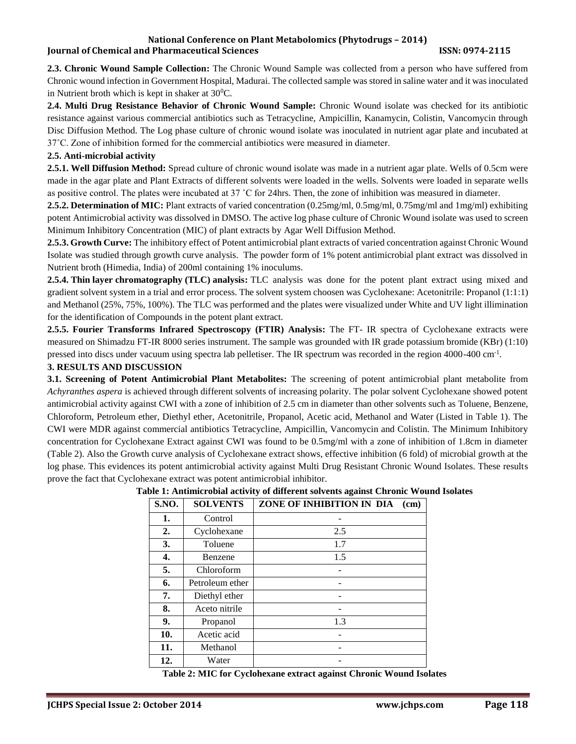**2.3. Chronic Wound Sample Collection:** The Chronic Wound Sample was collected from a person who have suffered from Chronic wound infection in Government Hospital, Madurai. The collected sample was stored in saline water and it was inoculated in Nutrient broth which is kept in shaker at $30^0$C.

**2.4. Multi Drug Resistance Behavior of Chronic Wound Sample:** Chronic Wound isolate was checked for its antibiotic resistance against various commercial antibiotics such as Tetracycline, Ampicillin, Kanamycin, Colistin, Vancomycin through Disc Diffusion Method. The Log phase culture of chronic wound isolate was inoculated in nutrient agar plate and incubated at 37˚C. Zone of inhibition formed for the commercial antibiotics were measured in diameter.

**2.5. Anti-microbial activity**

**2.5.1. Well Diffusion Method:** Spread culture of chronic wound isolate was made in a nutrient agar plate. Wells of 0.5cm were made in the agar plate and Plant Extracts of different solvents were loaded in the wells. Solvents were loaded in separate wells as positive control. The plates were incubated at 37 ˚C for 24hrs. Then, the zone of inhibition was measured in diameter.

**2.5.2. Determination of MIC:** Plant extracts of varied concentration (0.25mg/ml, 0.5mg/ml, 0.75mg/ml and 1mg/ml) exhibiting potent Antimicrobial activity was dissolved in DMSO. The active log phase culture of Chronic Wound isolate was used to screen Minimum Inhibitory Concentration (MIC) of plant extracts by Agar Well Diffusion Method.

**2.5.3. Growth Curve:** The inhibitory effect of Potent antimicrobial plant extracts of varied concentration against Chronic Wound Isolate was studied through growth curve analysis. The powder form of 1% potent antimicrobial plant extract was dissolved in Nutrient broth (Himedia, India) of 200ml containing 1% inoculums.

**2.5.4. Thin layer chromatography (TLC) analysis:** TLC analysis was done for the potent plant extract using mixed and gradient solvent system in a trial and error process. The solvent system choosen was Cyclohexane: Acetonitrile: Propanol (1:1:1) and Methanol (25%, 75%, 100%). The TLC was performed and the plates were visualized under White and UV light illimination for the identification of Compounds in the potent plant extract.

**2.5.5. Fourier Transforms Infrared Spectroscopy (FTIR) Analysis:** The FT- IR spectra of Cyclohexane extracts were measured on Shimadzu FT-IR 8000 series instrument. The sample was grounded with IR grade potassium bromide (KBr) (1:10) pressed into discs under vacuum using spectra lab pelletiser. The IR spectrum was recorded in the region 4000-400 $cm^{-1}$.

## 3. RESULTS AND DISCUSSION

**3.1. Screening of Potent Antimicrobial Plant Metabolites:** The screening of potent antimicrobial plant metabolite from *Achyranthes aspera* is achieved through different solvents of increasing polarity. The polar solvent Cyclohexane showed potent antimicrobial activity against CWI with a zone of inhibition of 2.5 cm in diameter than other solvents such as Toluene, Benzene, Chloroform, Petroleum ether, Diethyl ether, Acetonitrile, Propanol, Acetic acid, Methanol and Water (Listed in Table 1). The CWI were MDR against commercial antibiotics Tetracycline, Ampicillin, Vancomycin and Colistin. The Minimum Inhibitory concentration for Cyclohexane Extract against CWI was found to be 0.5mg/ml with a zone of inhibition of 1.8cm in diameter (Table 2). Also the Growth curve analysis of Cyclohexane extract shows, effective inhibition (6 fold) of microbial growth at the log phase. This evidences its potent antimicrobial activity against Multi Drug Resistant Chronic Wound Isolates. These results prove the fact that Cyclohexane extract was potent antimicrobial inhibitor.

**Table 1: Antimicrobial activity of different solvents against Chronic Wound Isolates**

| S.NO. | SOLVENTS | ZONE OF INHIBITION IN DIA (cm) |
|---|---|---|
| 1. | Control | - |
| 2. | Cyclohexane | 2.5 |
| 3. | Toluene | 1.7 |
| 4. | Benzene | 1.5 |
| 5. | Chloroform | - |
| 6. | Petroleum ether | - |
| 7. | Diethyl ether | - |
| 8. | Aceto nitrile | - |
| 9. | Propanol | 1.3 |
| 10. | Acetic acid | - |
| 11. | Methanol | - |
| 12. | Water | - |

**Table 2: MIC for Cyclohexane extract against Chronic Wound Isolates**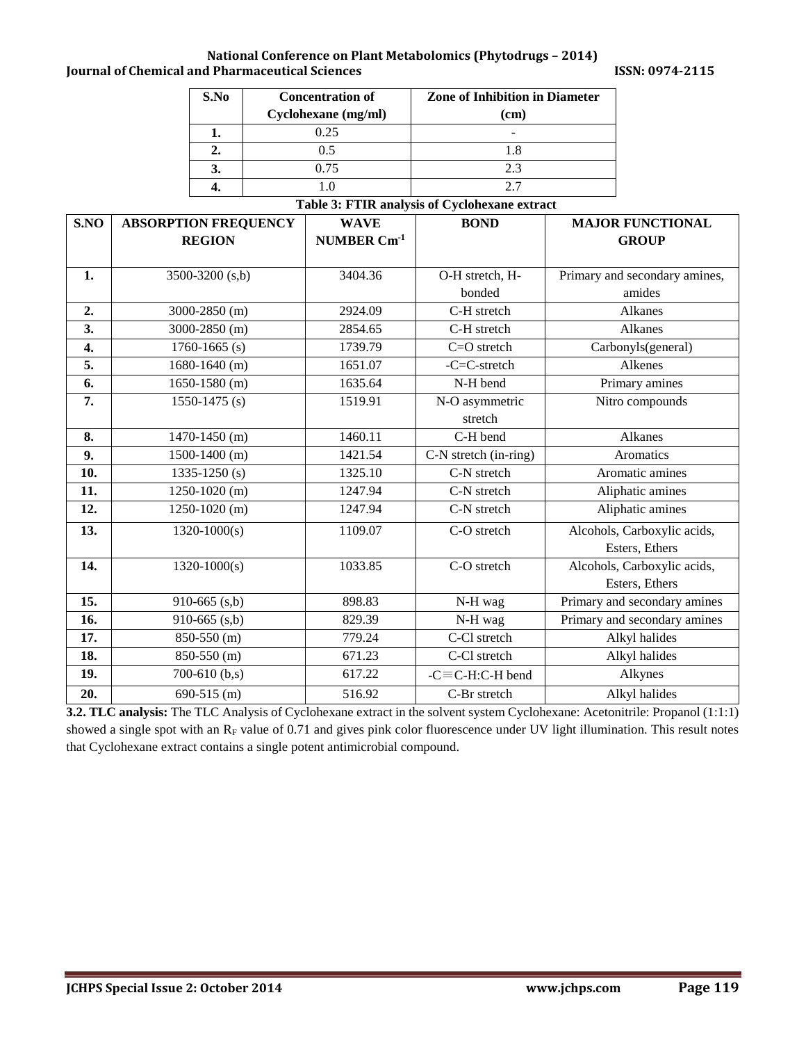| S.No | Concentration of Cyclohexane (mg/ml) | Zone of Inhibition in Diameter (cm) |
|---|---|---|
| 1. | 0.25 | - |
| 2. | 0.5 | 1.8 |
| 3. | 0.75 | 2.3 |
| 4. | 1.0 | 2.7 |

**Table 3: FTIR analysis of Cyclohexane extract**

| S.NO | ABSORPTION FREQUENCY REGION | WAVE NUMBER $Cm^{-1}$ | BOND | MAJOR FUNCTIONAL GROUP |
|---|---|---|---|---|
| 1. | 3500-3200 (s,b) | 3404.36 | O-H stretch, H-bonded | Primary and secondary amines, amides |
| 2. | 3000-2850 (m) | 2924.09 | C-H stretch | Alkanes |
| 3. | 3000-2850 (m) | 2854.65 | C-H stretch | Alkanes |
| 4. | 1760-1665 (s) | 1739.79 | C=O stretch | Carbonyls(general) |
| 5. | 1680-1640 (m) | 1651.07 | -C=C-stretch | Alkenes |
| 6. | 1650-1580 (m) | 1635.64 | N-H bend | Primary amines |
| 7. | 1550-1475 (s) | 1519.91 | N-O asymmetric stretch | Nitro compounds |
| 8. | 1470-1450 (m) | 1460.11 | C-H bend | Alkanes |
| 9. | 1500-1400 (m) | 1421.54 | C-N stretch (in-ring) | Aromatics |
| 10. | 1335-1250 (s) | 1325.10 | C-N stretch | Aromatic amines |
| 11. | 1250-1020 (m) | 1247.94 | C-N stretch | Aliphatic amines |
| 12. | 1250-1020 (m) | 1247.94 | C-N stretch | Aliphatic amines |
| 13. | 1320-1000(s) | 1109.07 | C-O stretch | Alcohols, Carboxylic acids, Esters, Ethers |
| 14. | 1320-1000(s) | 1033.85 | C-O stretch | Alcohols, Carboxylic acids, Esters, Ethers |
| 15. | 910-665 (s,b) | 898.83 | N-H wag | Primary and secondary amines |
| 16. | 910-665 (s,b) | 829.39 | N-H wag | Primary and secondary amines |
| 17. | 850-550 (m) | 779.24 | C-Cl stretch | Alkyl halides |
| 18. | 850-550 (m) | 671.23 | C-Cl stretch | Alkyl halides |
| 19. | 700-610 (b,s) | 617.22 | -C≡C-H:C-H bend | Alkynes |
| 20. | 690-515 (m) | 516.92 | C-Br stretch | Alkyl halides |

**3.2. TLC analysis:** The TLC Analysis of Cyclohexane extract in the solvent system Cyclohexane: Acetonitrile: Propanol (1:1:1) showed a single spot with an $R_F$ value of 0.71 and gives pink color fluorescence under UV light illumination. This result notes that Cyclohexane extract contains a single potent antimicrobial compound.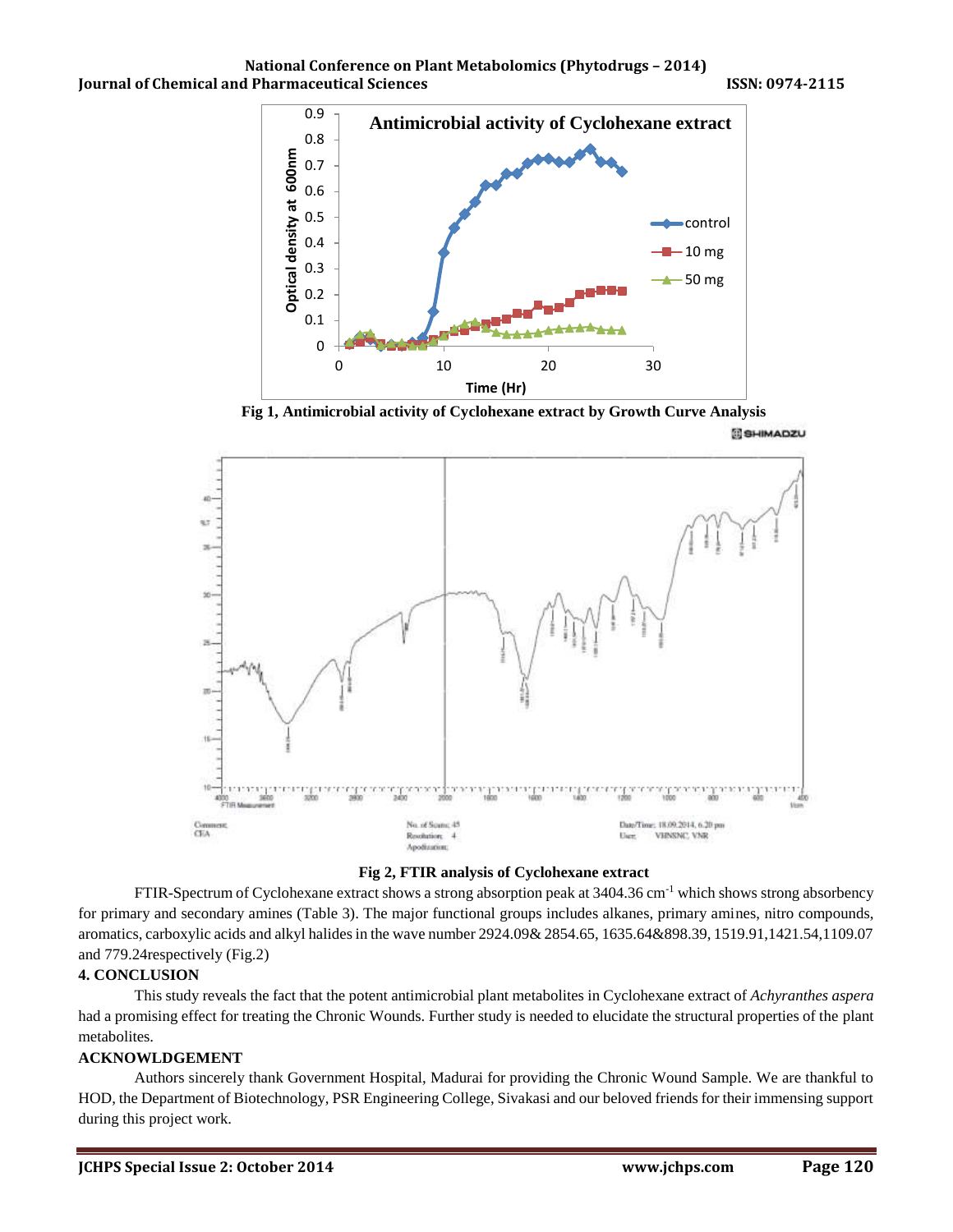Fig 1, Antimicrobial activity of Cyclohexane extract by Growth Curve Analysis

Fig 2, FTIR analysis of Cyclohexane extract

FTIR-Spectrum of Cyclohexane extract shows a strong absorption peak at 3404.36 $cm^{-1}$ which shows strong absorbency for primary and secondary amines (Table 3). The major functional groups includes alkanes, primary amines, nitro compounds, aromatics, carboxylic acids and alkyl halides in the wave number 2924.09& 2854.65, 1635.64&898.39, 1519.91,1421.54,1109.07 and 779.24respectively (Fig.2)

## 4. CONCLUSION

This study reveals the fact that the potent antimicrobial plant metabolites in Cyclohexane extract of *Achyranthes aspera* had a promising effect for treating the Chronic Wounds. Further study is needed to elucidate the structural properties of the plant metabolites.

## ACKNOWLDGEMENT

Authors sincerely thank Government Hospital, Madurai for providing the Chronic Wound Sample. We are thankful to HOD, the Department of Biotechnology, PSR Engineering College, Sivakasi and our beloved friends for their immensing support during this project work.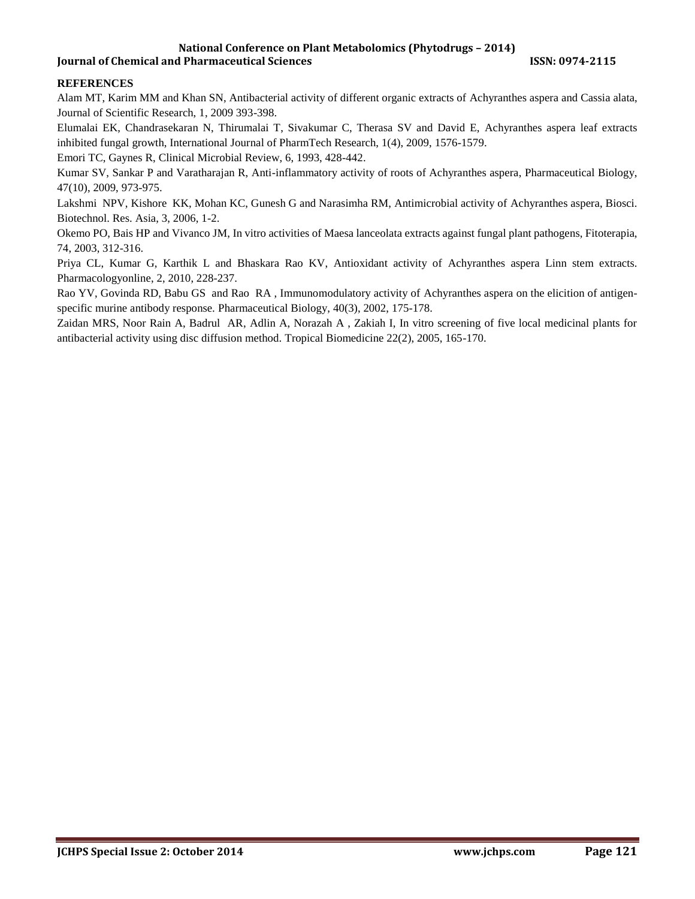**REFERENCES**

Alam MT, Karim MM and Khan SN, Antibacterial activity of different organic extracts of Achyranthes aspera and Cassia alata, Journal of Scientific Research, 1, 2009 393-398.

Elumalai EK, Chandrasekaran N, Thirumalai T, Sivakumar C, Therasa SV and David E, Achyranthes aspera leaf extracts inhibited fungal growth, International Journal of PharmTech Research, 1(4), 2009, 1576-1579.

Emori TC, Gaynes R, Clinical Microbial Review, 6, 1993, 428-442.

Kumar SV, Sankar P and Varatharajan R, Anti-inflammatory activity of roots of Achyranthes aspera, Pharmaceutical Biology, 47(10), 2009, 973-975.

Lakshmi NPV, Kishore KK, Mohan KC, Gunesh G and Narasimha RM, Antimicrobial activity of Achyranthes aspera, Biosci. Biotechnol. Res. Asia, 3, 2006, 1-2.

Okemo PO, Bais HP and Vivanco JM, In vitro activities of Maesa lanceolata extracts against fungal plant pathogens, Fitoterapia, 74, 2003, 312-316.

Priya CL, Kumar G, Karthik L and Bhaskara Rao KV, Antioxidant activity of Achyranthes aspera Linn stem extracts. Pharmacologyonline, 2, 2010, 228-237.

Rao YV, Govinda RD, Babu GS and Rao RA , Immunomodulatory activity of Achyranthes aspera on the elicition of antigen-specific murine antibody response. Pharmaceutical Biology, 40(3), 2002, 175-178.

Zaidan MRS, Noor Rain A, Badrul AR, Adlin A, Norazah A , Zakiah I, In vitro screening of five local medicinal plants for antibacterial activity using disc diffusion method. Tropical Biomedicine 22(2), 2005, 165-170.